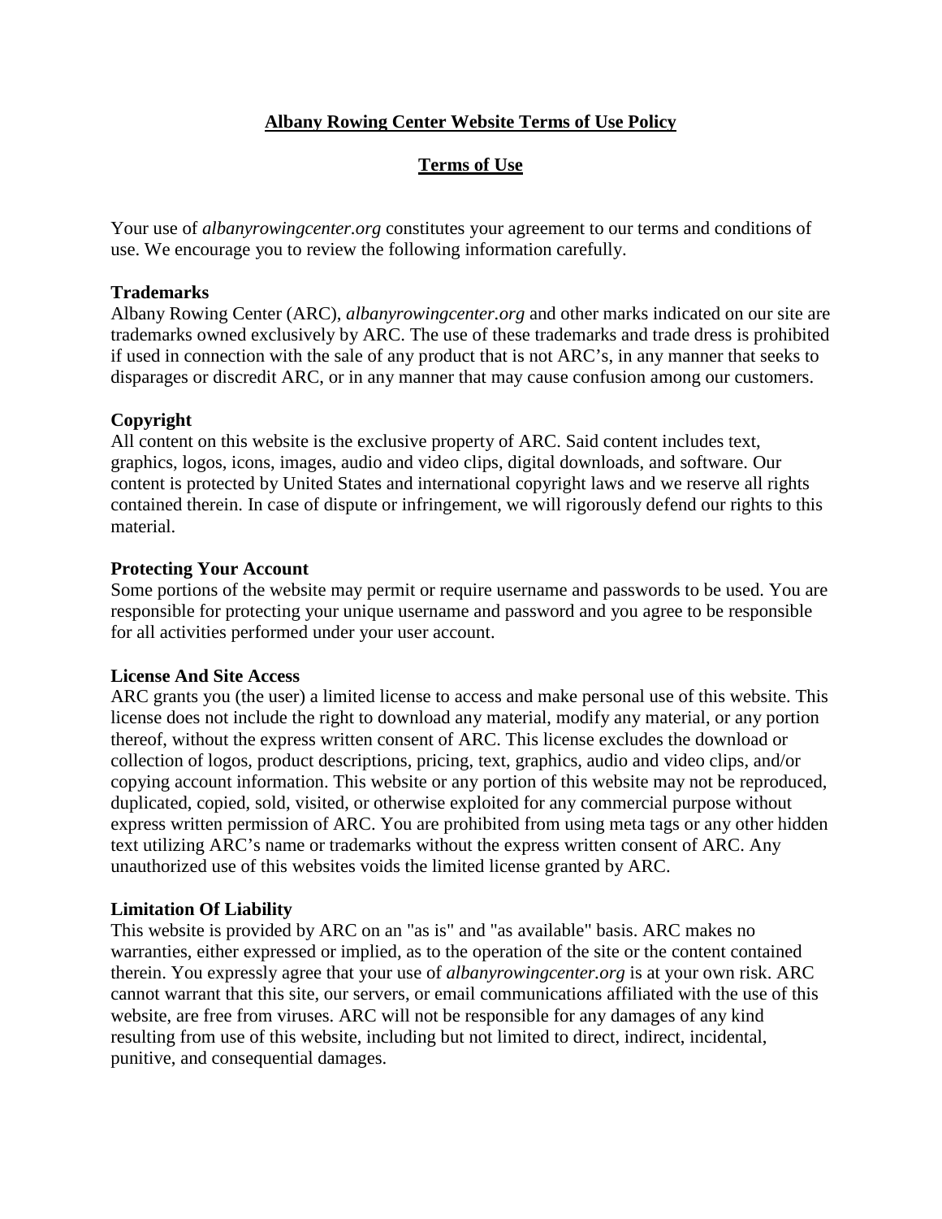# Albany Rowing Center Website Terms of Use Policy

## Terms of Use

Your use of *albanyrowingcenter.org* constitutes your agreement to our terms and conditions of use. We encourage you to review the following information carefully.

**Trademarks**
Albany Rowing Center (ARC), *albanyrowingcenter.org* and other marks indicated on our site are trademarks owned exclusively by ARC. The use of these trademarks and trade dress is prohibited if used in connection with the sale of any product that is not ARC's, in any manner that seeks to disparages or discredit ARC, or in any manner that may cause confusion among our customers.

**Copyright**
All content on this website is the exclusive property of ARC. Said content includes text, graphics, logos, icons, images, audio and video clips, digital downloads, and software. Our content is protected by United States and international copyright laws and we reserve all rights contained therein. In case of dispute or infringement, we will rigorously defend our rights to this material.

**Protecting Your Account**
Some portions of the website may permit or require username and passwords to be used. You are responsible for protecting your unique username and password and you agree to be responsible for all activities performed under your user account.

**License And Site Access**
ARC grants you (the user) a limited license to access and make personal use of this website. This license does not include the right to download any material, modify any material, or any portion thereof, without the express written consent of ARC. This license excludes the download or collection of logos, product descriptions, pricing, text, graphics, audio and video clips, and/or copying account information. This website or any portion of this website may not be reproduced, duplicated, copied, sold, visited, or otherwise exploited for any commercial purpose without express written permission of ARC. You are prohibited from using meta tags or any other hidden text utilizing ARC's name or trademarks without the express written consent of ARC. Any unauthorized use of this websites voids the limited license granted by ARC.

**Limitation Of Liability**
This website is provided by ARC on an "as is" and "as available" basis. ARC makes no warranties, either expressed or implied, as to the operation of the site or the content contained therein. You expressly agree that your use of *albanyrowingcenter.org* is at your own risk. ARC cannot warrant that this site, our servers, or email communications affiliated with the use of this website, are free from viruses. ARC will not be responsible for any damages of any kind resulting from use of this website, including but not limited to direct, indirect, incidental, punitive, and consequential damages.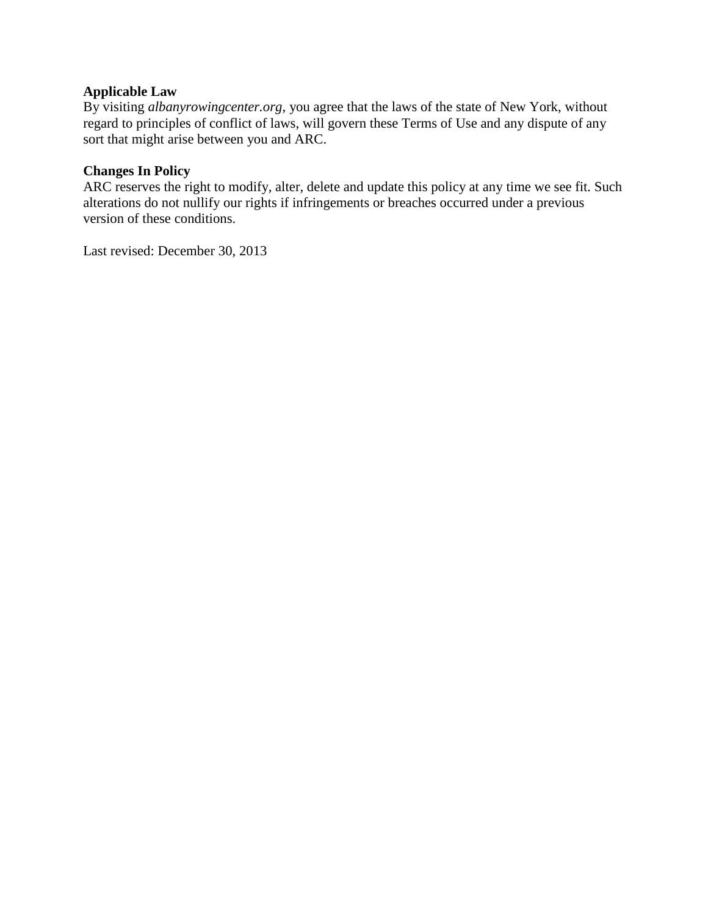**Applicable Law**
By visiting *albanyrowingcenter.org*, you agree that the laws of the state of New York, without regard to principles of conflict of laws, will govern these Terms of Use and any dispute of any sort that might arise between you and ARC.

**Changes In Policy**
ARC reserves the right to modify, alter, delete and update this policy at any time we see fit. Such alterations do not nullify our rights if infringements or breaches occurred under a previous version of these conditions.

Last revised: December 30, 2013